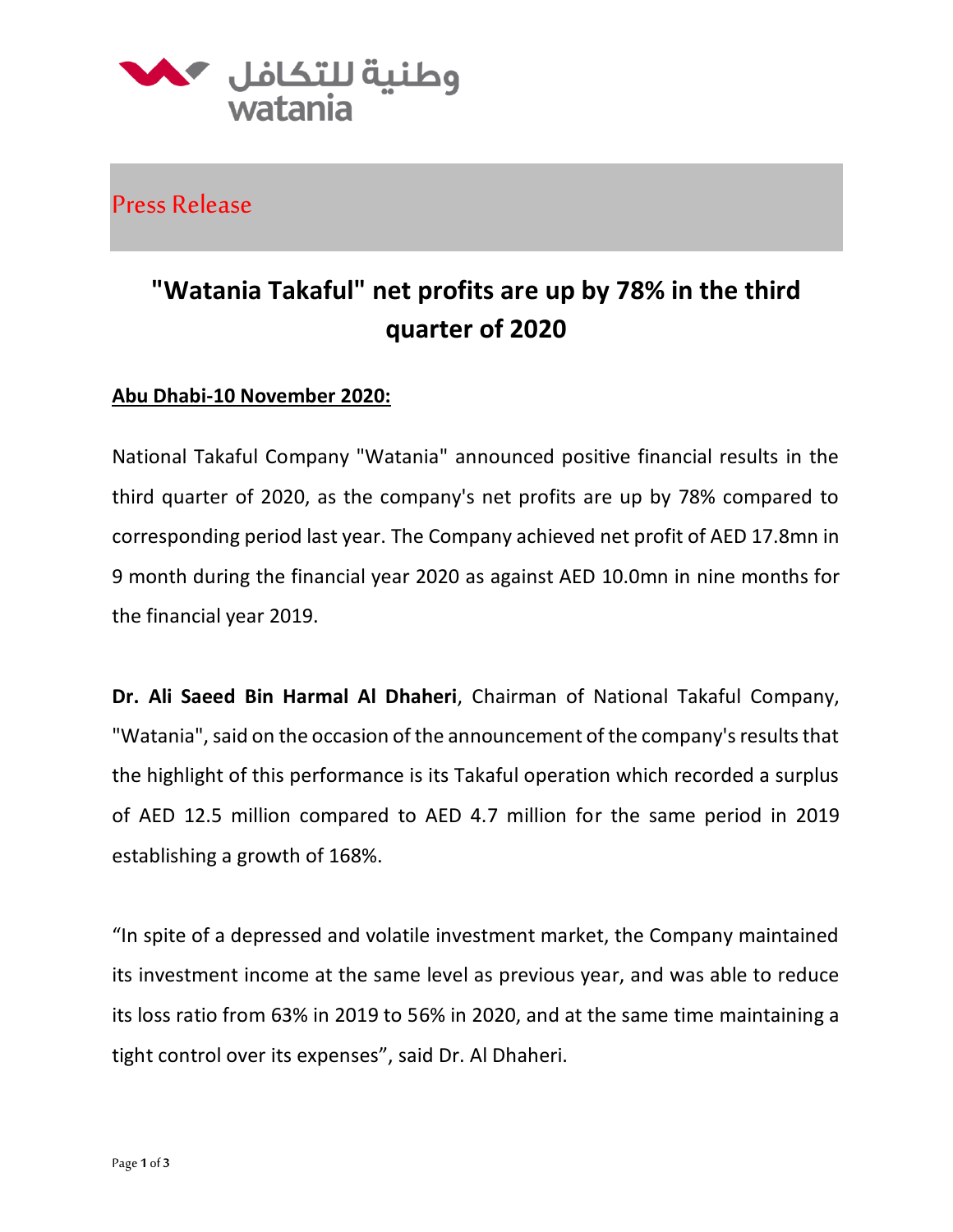وطنية للتكافل
watania

Press Release

# "Watania Takaful" net profits are up by 78% in the third quarter of 2020

**Abu Dhabi-10 November 2020:**

National Takaful Company "Watania" announced positive financial results in the third quarter of 2020, as the company's net profits are up by 78% compared to corresponding period last year. The Company achieved net profit of AED 17.8mn in 9 month during the financial year 2020 as against AED 10.0mn in nine months for the financial year 2019.

**Dr. Ali Saeed Bin Harmal Al Dhaheri**, Chairman of National Takaful Company, "Watania", said on the occasion of the announcement of the company's results that the highlight of this performance is its Takaful operation which recorded a surplus of AED 12.5 million compared to AED 4.7 million for the same period in 2019 establishing a growth of 168%.

"In spite of a depressed and volatile investment market, the Company maintained its investment income at the same level as previous year, and was able to reduce its loss ratio from 63% in 2019 to 56% in 2020, and at the same time maintaining a tight control over its expenses", said Dr. Al Dhaheri.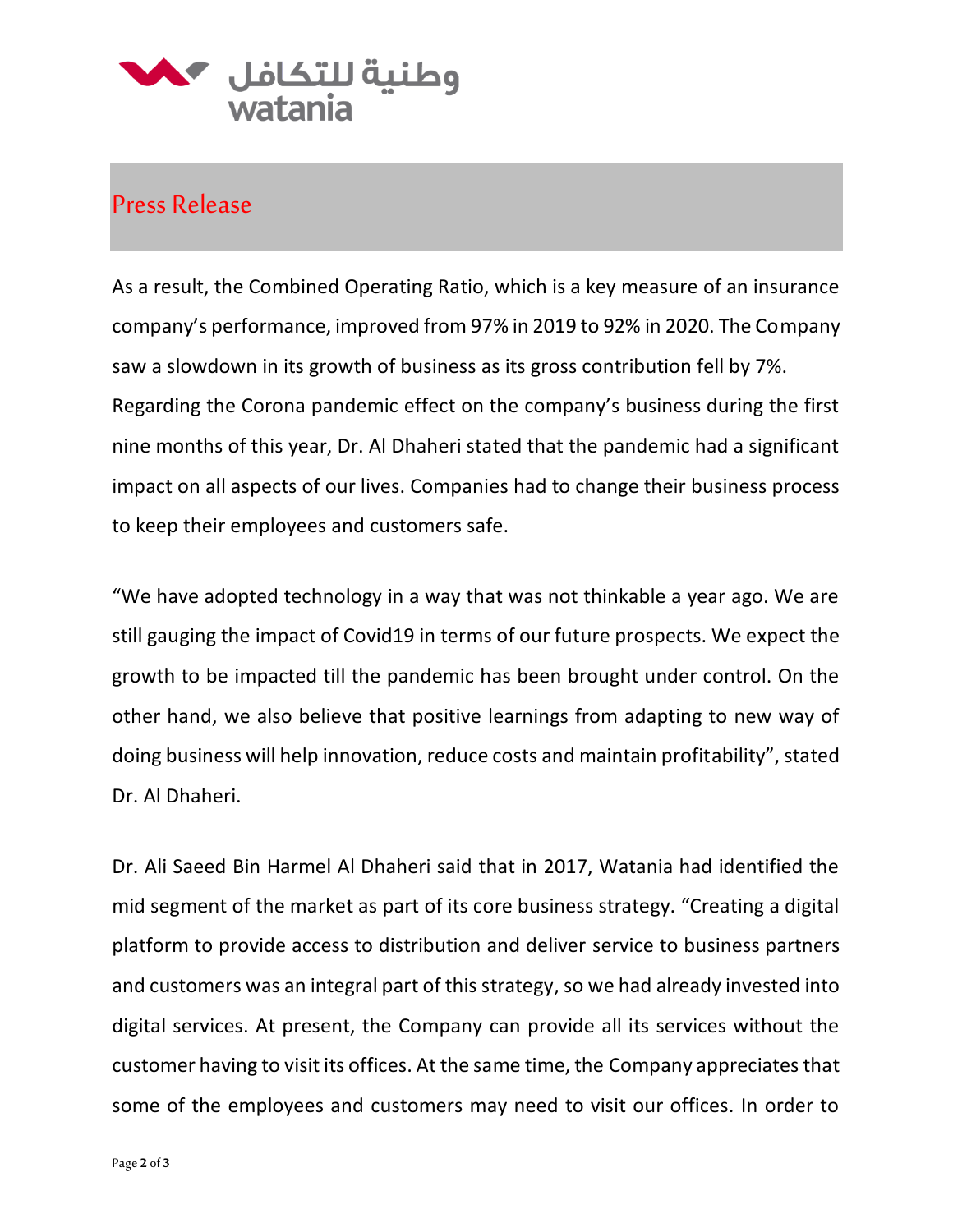## Press Release

As a result, the Combined Operating Ratio, which is a key measure of an insurance company's performance, improved from 97% in 2019 to 92% in 2020. The Company saw a slowdown in its growth of business as its gross contribution fell by 7%. Regarding the Corona pandemic effect on the company's business during the first nine months of this year, Dr. Al Dhaheri stated that the pandemic had a significant impact on all aspects of our lives. Companies had to change their business process to keep their employees and customers safe.

"We have adopted technology in a way that was not thinkable a year ago. We are still gauging the impact of Covid19 in terms of our future prospects. We expect the growth to be impacted till the pandemic has been brought under control. On the other hand, we also believe that positive learnings from adapting to new way of doing business will help innovation, reduce costs and maintain profitability", stated Dr. Al Dhaheri.

Dr. Ali Saeed Bin Harmel Al Dhaheri said that in 2017, Watania had identified the mid segment of the market as part of its core business strategy. "Creating a digital platform to provide access to distribution and deliver service to business partners and customers was an integral part of this strategy, so we had already invested into digital services. At present, the Company can provide all its services without the customer having to visit its offices. At the same time, the Company appreciates that some of the employees and customers may need to visit our offices. In order to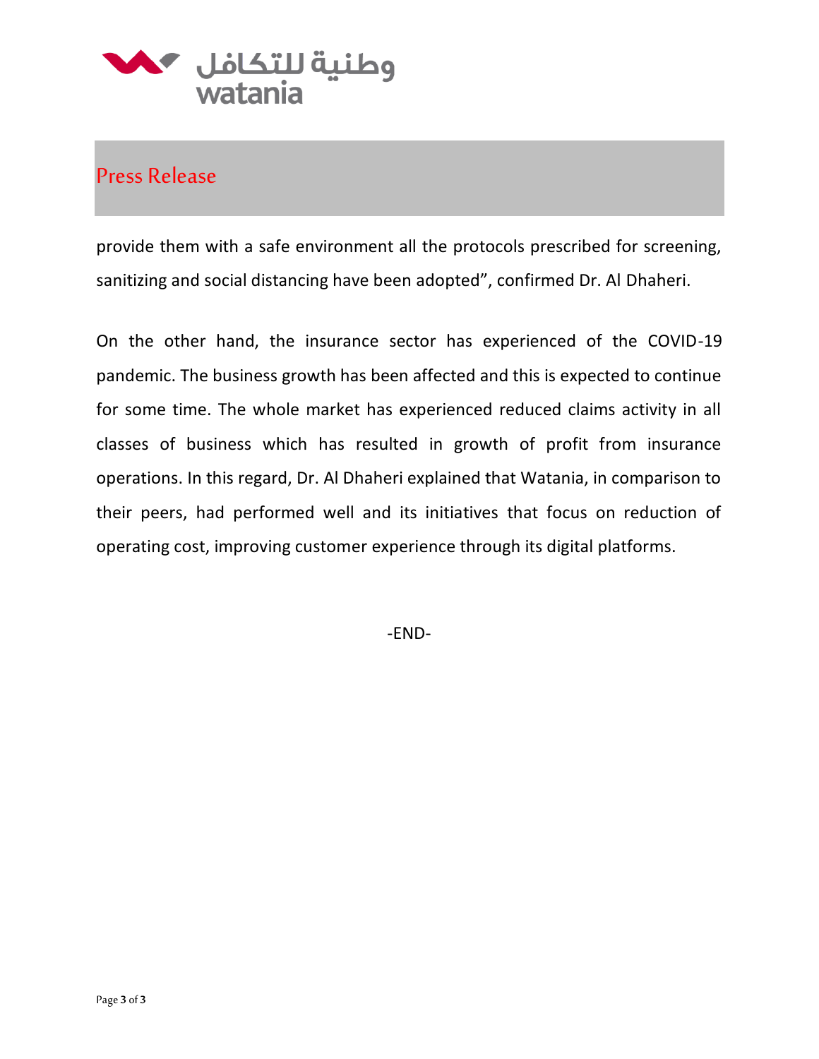# Press Release

provide them with a safe environment all the protocols prescribed for screening, sanitizing and social distancing have been adopted", confirmed Dr. Al Dhaheri.

On the other hand, the insurance sector has experienced of the COVID-19 pandemic. The business growth has been affected and this is expected to continue for some time. The whole market has experienced reduced claims activity in all classes of business which has resulted in growth of profit from insurance operations. In this regard, Dr. Al Dhaheri explained that Watania, in comparison to their peers, had performed well and its initiatives that focus on reduction of operating cost, improving customer experience through its digital platforms.

-END-